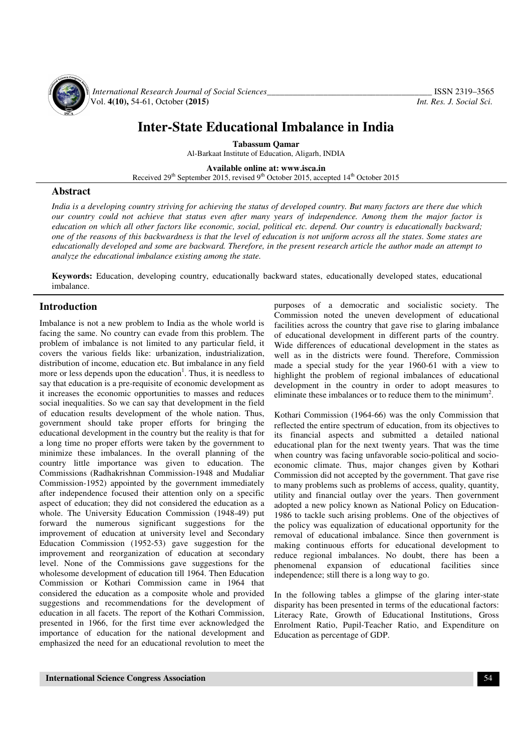# Inter-State Educational Imbalance in India

**Tabassum Qamar**

Al-Barkaat Institute of Education, Aligarh, INDIA

**Available online at: www.isca.in**

Received 29th September 2015, revised 9th October 2015, accepted 14th October 2015

## Abstract

*India is a developing country striving for achieving the status of developed country. But many factors are there due which our country could not achieve that status even after many years of independence. Among them the major factor is education on which all other factors like economic, social, political etc. depend. Our country is educationally backward; one of the reasons of this backwardness is that the level of education is not uniform across all the states. Some states are educationally developed and some are backward. Therefore, in the present research article the author made an attempt to analyze the educational imbalance existing among the state.*

**Keywords:** Education, developing country, educationally backward states, educationally developed states, educational imbalance.

## Introduction

Imbalance is not a new problem to India as the whole world is facing the same. No country can evade from this problem. The problem of imbalance is not limited to any particular field, it covers the various fields like: urbanization, industrialization, distribution of income, education etc. But imbalance in any field more or less depends upon the education[1]. Thus, it is needless to say that education is a pre-requisite of economic development as it increases the economic opportunities to masses and reduces social inequalities. So we can say that development in the field of education results development of the whole nation. Thus, government should take proper efforts for bringing the educational development in the country but the reality is that for a long time no proper efforts were taken by the government to minimize these imbalances. In the overall planning of the country little importance was given to education. The Commissions (Radhakrishnan Commission-1948 and Mudaliar Commission-1952) appointed by the government immediately after independence focused their attention only on a specific aspect of education; they did not considered the education as a whole. The University Education Commission (1948-49) put forward the numerous significant suggestions for the improvement of education at university level and Secondary Education Commission (1952-53) gave suggestion for the improvement and reorganization of education at secondary level. None of the Commissions gave suggestions for the wholesome development of education till 1964. Then Education Commission or Kothari Commission came in 1964 that considered the education as a composite whole and provided suggestions and recommendations for the development of education in all facets. The report of the Kothari Commission, presented in 1966, for the first time ever acknowledged the importance of education for the national development and emphasized the need for an educational revolution to meet the purposes of a democratic and socialistic society. The Commission noted the uneven development of educational facilities across the country that gave rise to glaring imbalance of educational development in different parts of the country. Wide differences of educational development in the states as well as in the districts were found. Therefore, Commission made a special study for the year 1960-61 with a view to highlight the problem of regional imbalances of educational development in the country in order to adopt measures to eliminate these imbalances or to reduce them to the minimum[2].

Kothari Commission (1964-66) was the only Commission that reflected the entire spectrum of education, from its objectives to its financial aspects and submitted a detailed national educational plan for the next twenty years. That was the time when country was facing unfavorable socio-political and socio-economic climate. Thus, major changes given by Kothari Commission did not accepted by the government. That gave rise to many problems such as problems of access, quality, quantity, utility and financial outlay over the years. Then government adopted a new policy known as National Policy on Education-1986 to tackle such arising problems. One of the objectives of the policy was equalization of educational opportunity for the removal of educational imbalance. Since then government is making continuous efforts for educational development to reduce regional imbalances. No doubt, there has been a phenomenal expansion of educational facilities since independence; still there is a long way to go.

In the following tables a glimpse of the glaring inter-state disparity has been presented in terms of the educational factors: Literacy Rate, Growth of Educational Institutions, Gross Enrolment Ratio, Pupil-Teacher Ratio, and Expenditure on Education as percentage of GDP.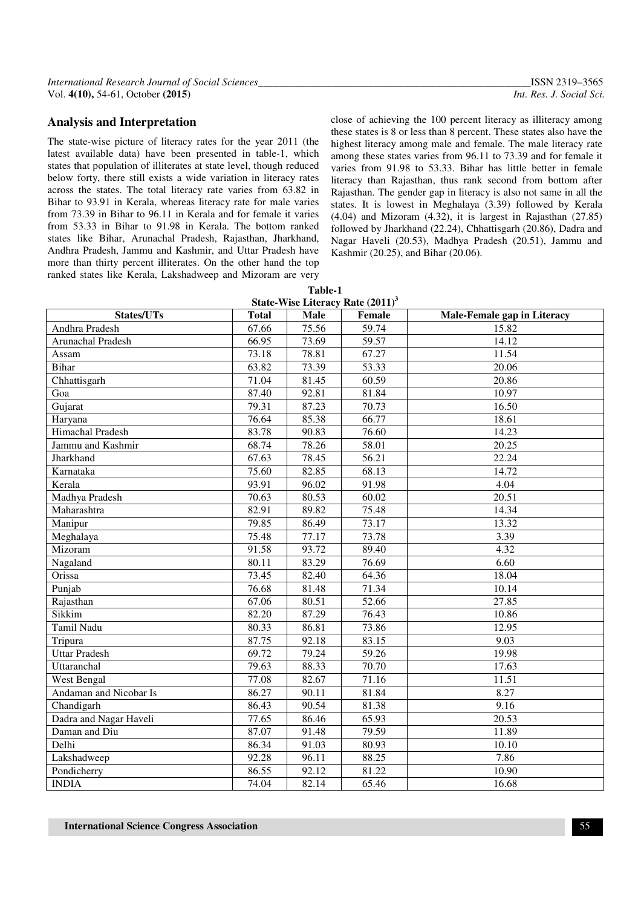## Analysis and Interpretation

The state-wise picture of literacy rates for the year 2011 (the latest available data) have been presented in table-1, which states that population of illiterates at state level, though reduced below forty, there still exists a wide variation in literacy rates across the states. The total literacy rate varies from 63.82 in Bihar to 93.91 in Kerala, whereas literacy rate for male varies from 73.39 in Bihar to 96.11 in Kerala and for female it varies from 53.33 in Bihar to 91.98 in Kerala. The bottom ranked states like Bihar, Arunachal Pradesh, Rajasthan, Jharkhand, Andhra Pradesh, Jammu and Kashmir, and Uttar Pradesh have more than thirty percent illiterates. On the other hand the top ranked states like Kerala, Lakshadweep and Mizoram are very close of achieving the 100 percent literacy as illiteracy among these states is 8 or less than 8 percent. These states also have the highest literacy among male and female. The male literacy rate among these states varies from 96.11 to 73.39 and for female it varies from 91.98 to 53.33. Bihar has little better in female literacy than Rajasthan, thus rank second from bottom after Rajasthan. The gender gap in literacy is also not same in all the states. It is lowest in Meghalaya (3.39) followed by Kerala (4.04) and Mizoram (4.32), it is largest in Rajasthan (27.85) followed by Jharkhand (22.24), Chhattisgarh (20.86), Dadra and Nagar Haveli (20.53), Madhya Pradesh (20.51), Jammu and Kashmir (20.25), and Bihar (20.06).

**Table-1**
**State-Wise Literacy Rate (2011)[3]**

| States/UTs | Total | Male | Female | Male-Female gap in Literacy |
|---|---|---|---|---|
| Andhra Pradesh | 67.66 | 75.56 | 59.74 | 15.82 |
| Arunachal Pradesh | 66.95 | 73.69 | 59.57 | 14.12 |
| Assam | 73.18 | 78.81 | 67.27 | 11.54 |
| Bihar | 63.82 | 73.39 | 53.33 | 20.06 |
| Chhattisgarh | 71.04 | 81.45 | 60.59 | 20.86 |
| Goa | 87.40 | 92.81 | 81.84 | 10.97 |
| Gujarat | 79.31 | 87.23 | 70.73 | 16.50 |
| Haryana | 76.64 | 85.38 | 66.77 | 18.61 |
| Himachal Pradesh | 83.78 | 90.83 | 76.60 | 14.23 |
| Jammu and Kashmir | 68.74 | 78.26 | 58.01 | 20.25 |
| Jharkhand | 67.63 | 78.45 | 56.21 | 22.24 |
| Karnataka | 75.60 | 82.85 | 68.13 | 14.72 |
| Kerala | 93.91 | 96.02 | 91.98 | 4.04 |
| Madhya Pradesh | 70.63 | 80.53 | 60.02 | 20.51 |
| Maharashtra | 82.91 | 89.82 | 75.48 | 14.34 |
| Manipur | 79.85 | 86.49 | 73.17 | 13.32 |
| Meghalaya | 75.48 | 77.17 | 73.78 | 3.39 |
| Mizoram | 91.58 | 93.72 | 89.40 | 4.32 |
| Nagaland | 80.11 | 83.29 | 76.69 | 6.60 |
| Orissa | 73.45 | 82.40 | 64.36 | 18.04 |
| Punjab | 76.68 | 81.48 | 71.34 | 10.14 |
| Rajasthan | 67.06 | 80.51 | 52.66 | 27.85 |
| Sikkim | 82.20 | 87.29 | 76.43 | 10.86 |
| Tamil Nadu | 80.33 | 86.81 | 73.86 | 12.95 |
| Tripura | 87.75 | 92.18 | 83.15 | 9.03 |
| Uttar Pradesh | 69.72 | 79.24 | 59.26 | 19.98 |
| Uttaranchal | 79.63 | 88.33 | 70.70 | 17.63 |
| West Bengal | 77.08 | 82.67 | 71.16 | 11.51 |
| Andaman and Nicobar Is | 86.27 | 90.11 | 81.84 | 8.27 |
| Chandigarh | 86.43 | 90.54 | 81.38 | 9.16 |
| Dadra and Nagar Haveli | 77.65 | 86.46 | 65.93 | 20.53 |
| Daman and Diu | 87.07 | 91.48 | 79.59 | 11.89 |
| Delhi | 86.34 | 91.03 | 80.93 | 10.10 |
| Lakshadweep | 92.28 | 96.11 | 88.25 | 7.86 |
| Pondicherry | 86.55 | 92.12 | 81.22 | 10.90 |
| INDIA | 74.04 | 82.14 | 65.46 | 16.68 |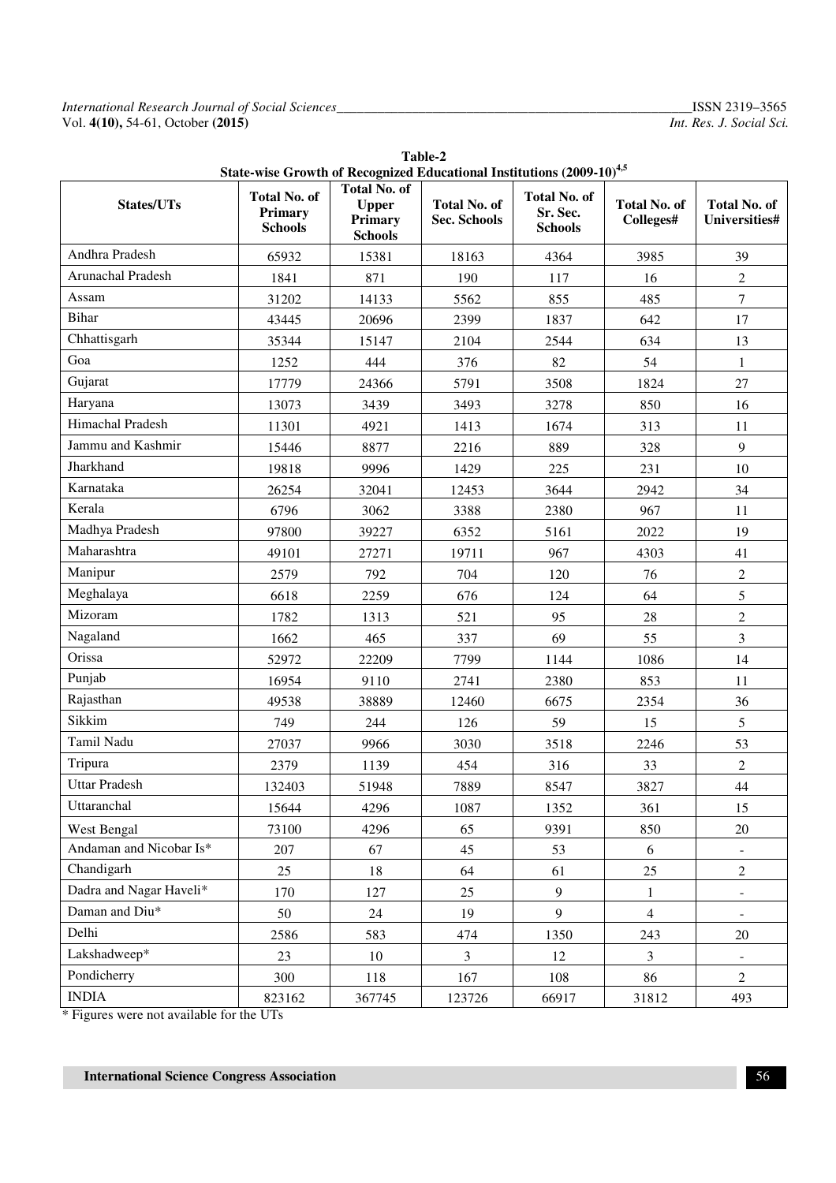**Table-2**
**State-wise Growth of Recognized Educational Institutions (2009-10)[4,5]**

| States/UTs | Total No. of Primary Schools | Total No. of Upper Primary Schools | Total No. of Sec. Schools | Total No. of Sr. Sec. Schools | Total No. of Colleges# | Total No. of Universities# |
|---|---|---|---|---|---|---|
| Andhra Pradesh | 65932 | 15381 | 18163 | 4364 | 3985 | 39 |
| Arunachal Pradesh | 1841 | 871 | 190 | 117 | 16 | 2 |
| Assam | 31202 | 14133 | 5562 | 855 | 485 | 7 |
| Bihar | 43445 | 20696 | 2399 | 1837 | 642 | 17 |
| Chhattisgarh | 35344 | 15147 | 2104 | 2544 | 634 | 13 |
| Goa | 1252 | 444 | 376 | 82 | 54 | 1 |
| Gujarat | 17779 | 24366 | 5791 | 3508 | 1824 | 27 |
| Haryana | 13073 | 3439 | 3493 | 3278 | 850 | 16 |
| Himachal Pradesh | 11301 | 4921 | 1413 | 1674 | 313 | 11 |
| Jammu and Kashmir | 15446 | 8877 | 2216 | 889 | 328 | 9 |
| Jharkhand | 19818 | 9996 | 1429 | 225 | 231 | 10 |
| Karnataka | 26254 | 32041 | 12453 | 3644 | 2942 | 34 |
| Kerala | 6796 | 3062 | 3388 | 2380 | 967 | 11 |
| Madhya Pradesh | 97800 | 39227 | 6352 | 5161 | 2022 | 19 |
| Maharashtra | 49101 | 27271 | 19711 | 967 | 4303 | 41 |
| Manipur | 2579 | 792 | 704 | 120 | 76 | 2 |
| Meghalaya | 6618 | 2259 | 676 | 124 | 64 | 5 |
| Mizoram | 1782 | 1313 | 521 | 95 | 28 | 2 |
| Nagaland | 1662 | 465 | 337 | 69 | 55 | 3 |
| Orissa | 52972 | 22209 | 7799 | 1144 | 1086 | 14 |
| Punjab | 16954 | 9110 | 2741 | 2380 | 853 | 11 |
| Rajasthan | 49538 | 38889 | 12460 | 6675 | 2354 | 36 |
| Sikkim | 749 | 244 | 126 | 59 | 15 | 5 |
| Tamil Nadu | 27037 | 9966 | 3030 | 3518 | 2246 | 53 |
| Tripura | 2379 | 1139 | 454 | 316 | 33 | 2 |
| Uttar Pradesh | 132403 | 51948 | 7889 | 8547 | 3827 | 44 |
| Uttaranchal | 15644 | 4296 | 1087 | 1352 | 361 | 15 |
| West Bengal | 73100 | 4296 | 65 | 9391 | 850 | 20 |
| Andaman and Nicobar Is* | 207 | 67 | 45 | 53 | 6 | - |
| Chandigarh | 25 | 18 | 64 | 61 | 25 | 2 |
| Dadra and Nagar Haveli* | 170 | 127 | 25 | 9 | 1 | - |
| Daman and Diu* | 50 | 24 | 19 | 9 | 4 | - |
| Delhi | 2586 | 583 | 474 | 1350 | 243 | 20 |
| Lakshadweep* | 23 | 10 | 3 | 12 | 3 | - |
| Pondicherry | 300 | 118 | 167 | 108 | 86 | 2 |
| INDIA | 823162 | 367745 | 123726 | 66917 | 31812 | 493 |

\* Figures were not available for the UTs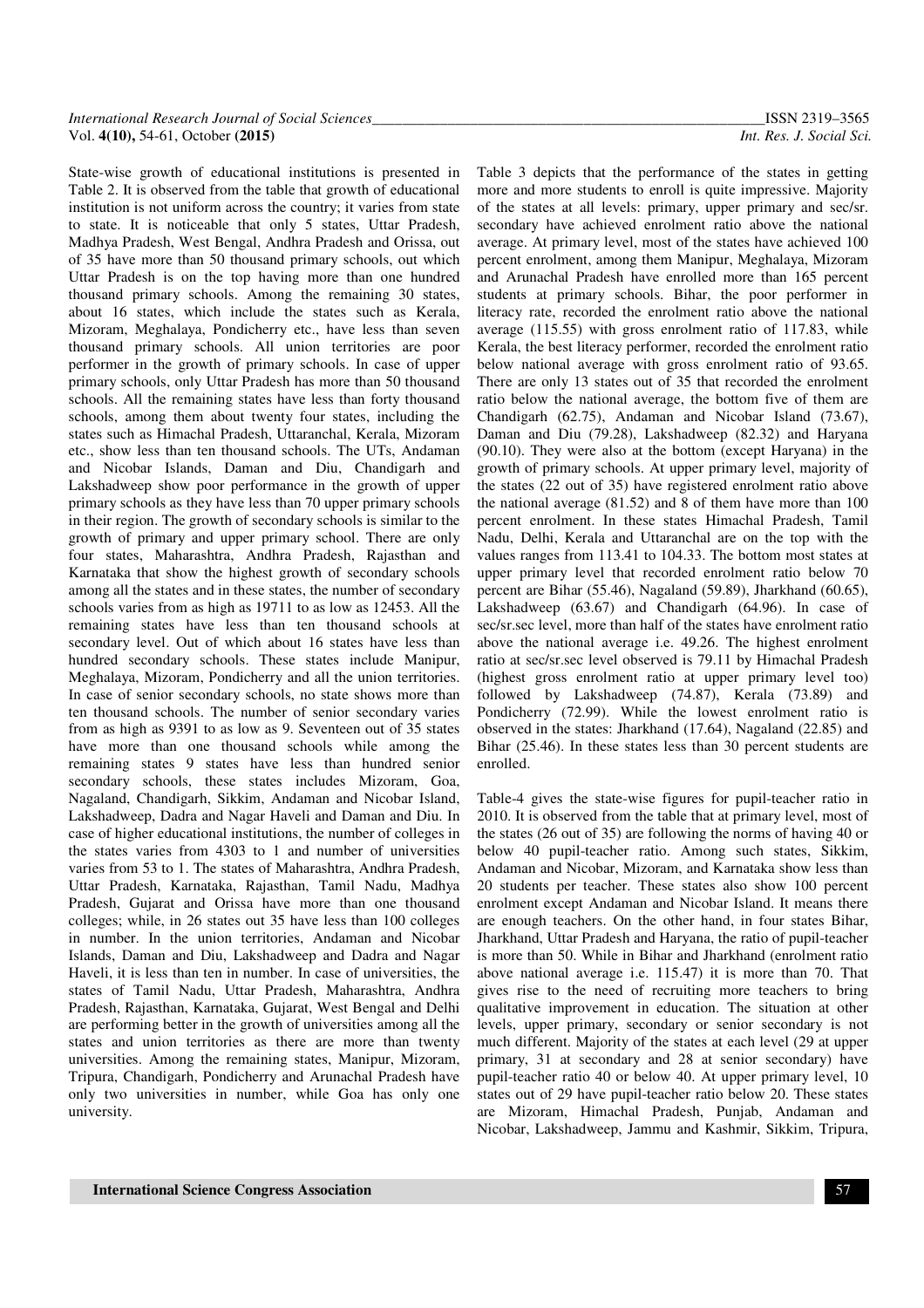State-wise growth of educational institutions is presented in Table 2. It is observed from the table that growth of educational institution is not uniform across the country; it varies from state to state. It is noticeable that only 5 states, Uttar Pradesh, Madhya Pradesh, West Bengal, Andhra Pradesh and Orissa, out of 35 have more than 50 thousand primary schools, out which Uttar Pradesh is on the top having more than one hundred thousand primary schools. Among the remaining 30 states, about 16 states, which include the states such as Kerala, Mizoram, Meghalaya, Pondicherry etc., have less than seven thousand primary schools. All union territories are poor performer in the growth of primary schools. In case of upper primary schools, only Uttar Pradesh has more than 50 thousand schools. All the remaining states have less than forty thousand schools, among them about twenty four states, including the states such as Himachal Pradesh, Uttaranchal, Kerala, Mizoram etc., show less than ten thousand schools. The UTs, Andaman and Nicobar Islands, Daman and Diu, Chandigarh and Lakshadweep show poor performance in the growth of upper primary schools as they have less than 70 upper primary schools in their region. The growth of secondary schools is similar to the growth of primary and upper primary school. There are only four states, Maharashtra, Andhra Pradesh, Rajasthan and Karnataka that show the highest growth of secondary schools among all the states and in these states, the number of secondary schools varies from as high as 19711 to as low as 12453. All the remaining states have less than ten thousand schools at secondary level. Out of which about 16 states have less than hundred secondary schools. These states include Manipur, Meghalaya, Mizoram, Pondicherry and all the union territories. In case of senior secondary schools, no state shows more than ten thousand schools. The number of senior secondary varies from as high as 9391 to as low as 9. Seventeen out of 35 states have more than one thousand schools while among the remaining states 9 states have less than hundred senior secondary schools, these states includes Mizoram, Goa, Nagaland, Chandigarh, Sikkim, Andaman and Nicobar Island, Lakshadweep, Dadra and Nagar Haveli and Daman and Diu. In case of higher educational institutions, the number of colleges in the states varies from 4303 to 1 and number of universities varies from 53 to 1. The states of Maharashtra, Andhra Pradesh, Uttar Pradesh, Karnataka, Rajasthan, Tamil Nadu, Madhya Pradesh, Gujarat and Orissa have more than one thousand colleges; while, in 26 states out 35 have less than 100 colleges in number. In the union territories, Andaman and Nicobar Islands, Daman and Diu, Lakshadweep and Dadra and Nagar Haveli, it is less than ten in number. In case of universities, the states of Tamil Nadu, Uttar Pradesh, Maharashtra, Andhra Pradesh, Rajasthan, Karnataka, Gujarat, West Bengal and Delhi are performing better in the growth of universities among all the states and union territories as there are more than twenty universities. Among the remaining states, Manipur, Mizoram, Tripura, Chandigarh, Pondicherry and Arunachal Pradesh have only two universities in number, while Goa has only one university.

Table 3 depicts that the performance of the states in getting more and more students to enroll is quite impressive. Majority of the states at all levels: primary, upper primary and sec/sr. secondary have achieved enrolment ratio above the national average. At primary level, most of the states have achieved 100 percent enrolment, among them Manipur, Meghalaya, Mizoram and Arunachal Pradesh have enrolled more than 165 percent students at primary schools. Bihar, the poor performer in literacy rate, recorded the enrolment ratio above the national average (115.55) with gross enrolment ratio of 117.83, while Kerala, the best literacy performer, recorded the enrolment ratio below national average with gross enrolment ratio of 93.65. There are only 13 states out of 35 that recorded the enrolment ratio below the national average, the bottom five of them are Chandigarh (62.75), Andaman and Nicobar Island (73.67), Daman and Diu (79.28), Lakshadweep (82.32) and Haryana (90.10). They were also at the bottom (except Haryana) in the growth of primary schools. At upper primary level, majority of the states (22 out of 35) have registered enrolment ratio above the national average (81.52) and 8 of them have more than 100 percent enrolment. In these states Himachal Pradesh, Tamil Nadu, Delhi, Kerala and Uttaranchal are on the top with the values ranges from 113.41 to 104.33. The bottom most states at upper primary level that recorded enrolment ratio below 70 percent are Bihar (55.46), Nagaland (59.89), Jharkhand (60.65), Lakshadweep (63.67) and Chandigarh (64.96). In case of sec/sr.sec level, more than half of the states have enrolment ratio above the national average i.e. 49.26. The highest enrolment ratio at sec/sr.sec level observed is 79.11 by Himachal Pradesh (highest gross enrolment ratio at upper primary level too) followed by Lakshadweep (74.87), Kerala (73.89) and Pondicherry (72.99). While the lowest enrolment ratio is observed in the states: Jharkhand (17.64), Nagaland (22.85) and Bihar (25.46). In these states less than 30 percent students are enrolled.

Table-4 gives the state-wise figures for pupil-teacher ratio in 2010. It is observed from the table that at primary level, most of the states (26 out of 35) are following the norms of having 40 or below 40 pupil-teacher ratio. Among such states, Sikkim, Andaman and Nicobar, Mizoram, and Karnataka show less than 20 students per teacher. These states also show 100 percent enrolment except Andaman and Nicobar Island. It means there are enough teachers. On the other hand, in four states Bihar, Jharkhand, Uttar Pradesh and Haryana, the ratio of pupil-teacher is more than 50. While in Bihar and Jharkhand (enrolment ratio above national average i.e. 115.47) it is more than 70. That gives rise to the need of recruiting more teachers to bring qualitative improvement in education. The situation at other levels, upper primary, secondary or senior secondary is not much different. Majority of the states at each level (29 at upper primary, 31 at secondary and 28 at senior secondary) have pupil-teacher ratio 40 or below 40. At upper primary level, 10 states out of 29 have pupil-teacher ratio below 20. These states are Mizoram, Himachal Pradesh, Punjab, Andaman and Nicobar, Lakshadweep, Jammu and Kashmir, Sikkim, Tripura,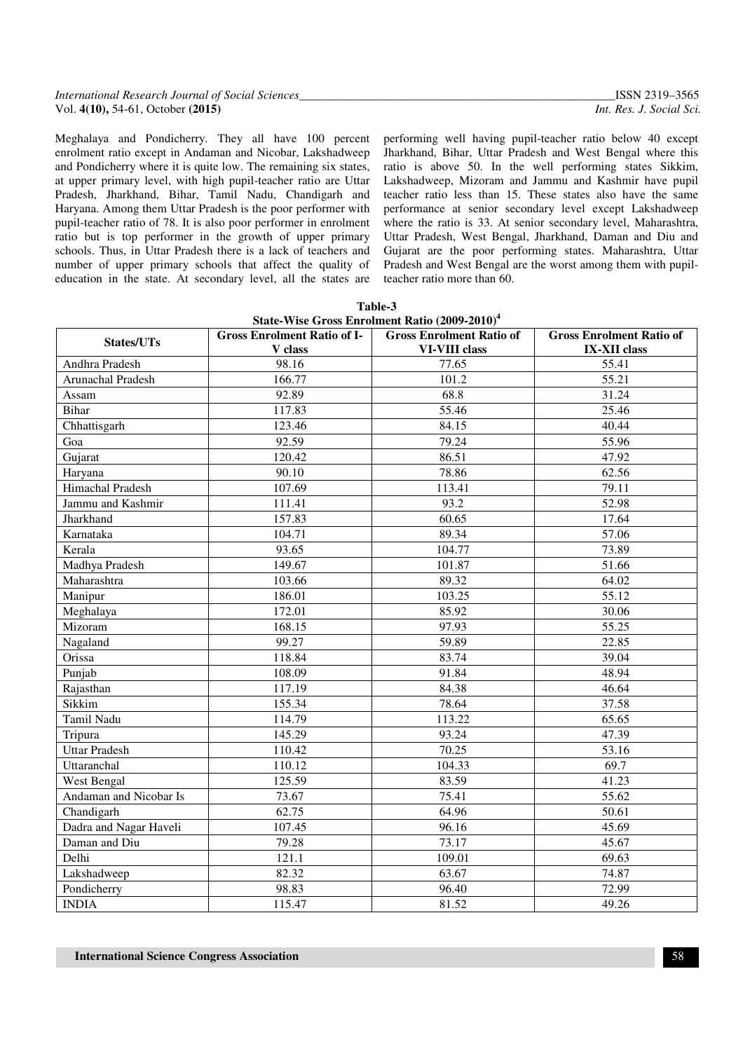Meghalaya and Pondicherry. They all have 100 percent enrolment ratio except in Andaman and Nicobar, Lakshadweep and Pondicherry where it is quite low. The remaining six states, at upper primary level, with high pupil-teacher ratio are Uttar Pradesh, Jharkhand, Bihar, Tamil Nadu, Chandigarh and Haryana. Among them Uttar Pradesh is the poor performer with pupil-teacher ratio of 78. It is also poor performer in enrolment ratio but is top performer in the growth of upper primary schools. Thus, in Uttar Pradesh there is a lack of teachers and number of upper primary schools that affect the quality of education in the state. At secondary level, all the states are performing well having pupil-teacher ratio below 40 except Jharkhand, Bihar, Uttar Pradesh and West Bengal where this ratio is above 50. In the well performing states Sikkim, Lakshadweep, Mizoram and Jammu and Kashmir have pupil teacher ratio less than 15. These states also have the same performance at senior secondary level except Lakshadweep where the ratio is 33. At senior secondary level, Maharashtra, Uttar Pradesh, West Bengal, Jharkhand, Daman and Diu and Gujarat are the poor performing states. Maharashtra, Uttar Pradesh and West Bengal are the worst among them with pupil-teacher ratio more than 60.

**Table-3**
**State-Wise Gross Enrolment Ratio (2009-2010)[4]**

| States/UTs | Gross Enrolment Ratio of I-V class | Gross Enrolment Ratio of VI-VIII class | Gross Enrolment Ratio of IX-XII class |
|---|---|---|---|
| Andhra Pradesh | 98.16 | 77.65 | 55.41 |
| Arunachal Pradesh | 166.77 | 101.2 | 55.21 |
| Assam | 92.89 | 68.8 | 31.24 |
| Bihar | 117.83 | 55.46 | 25.46 |
| Chhattisgarh | 123.46 | 84.15 | 40.44 |
| Goa | 92.59 | 79.24 | 55.96 |
| Gujarat | 120.42 | 86.51 | 47.92 |
| Haryana | 90.10 | 78.86 | 62.56 |
| Himachal Pradesh | 107.69 | 113.41 | 79.11 |
| Jammu and Kashmir | 111.41 | 93.2 | 52.98 |
| Jharkhand | 157.83 | 60.65 | 17.64 |
| Karnataka | 104.71 | 89.34 | 57.06 |
| Kerala | 93.65 | 104.77 | 73.89 |
| Madhya Pradesh | 149.67 | 101.87 | 51.66 |
| Maharashtra | 103.66 | 89.32 | 64.02 |
| Manipur | 186.01 | 103.25 | 55.12 |
| Meghalaya | 172.01 | 85.92 | 30.06 |
| Mizoram | 168.15 | 97.93 | 55.25 |
| Nagaland | 99.27 | 59.89 | 22.85 |
| Orissa | 118.84 | 83.74 | 39.04 |
| Punjab | 108.09 | 91.84 | 48.94 |
| Rajasthan | 117.19 | 84.38 | 46.64 |
| Sikkim | 155.34 | 78.64 | 37.58 |
| Tamil Nadu | 114.79 | 113.22 | 65.65 |
| Tripura | 145.29 | 93.24 | 47.39 |
| Uttar Pradesh | 110.42 | 70.25 | 53.16 |
| Uttaranchal | 110.12 | 104.33 | 69.7 |
| West Bengal | 125.59 | 83.59 | 41.23 |
| Andaman and Nicobar Is | 73.67 | 75.41 | 55.62 |
| Chandigarh | 62.75 | 64.96 | 50.61 |
| Dadra and Nagar Haveli | 107.45 | 96.16 | 45.69 |
| Daman and Diu | 79.28 | 73.17 | 45.67 |
| Delhi | 121.1 | 109.01 | 69.63 |
| Lakshadweep | 82.32 | 63.67 | 74.87 |
| Pondicherry | 98.83 | 96.40 | 72.99 |
| INDIA | 115.47 | 81.52 | 49.26 |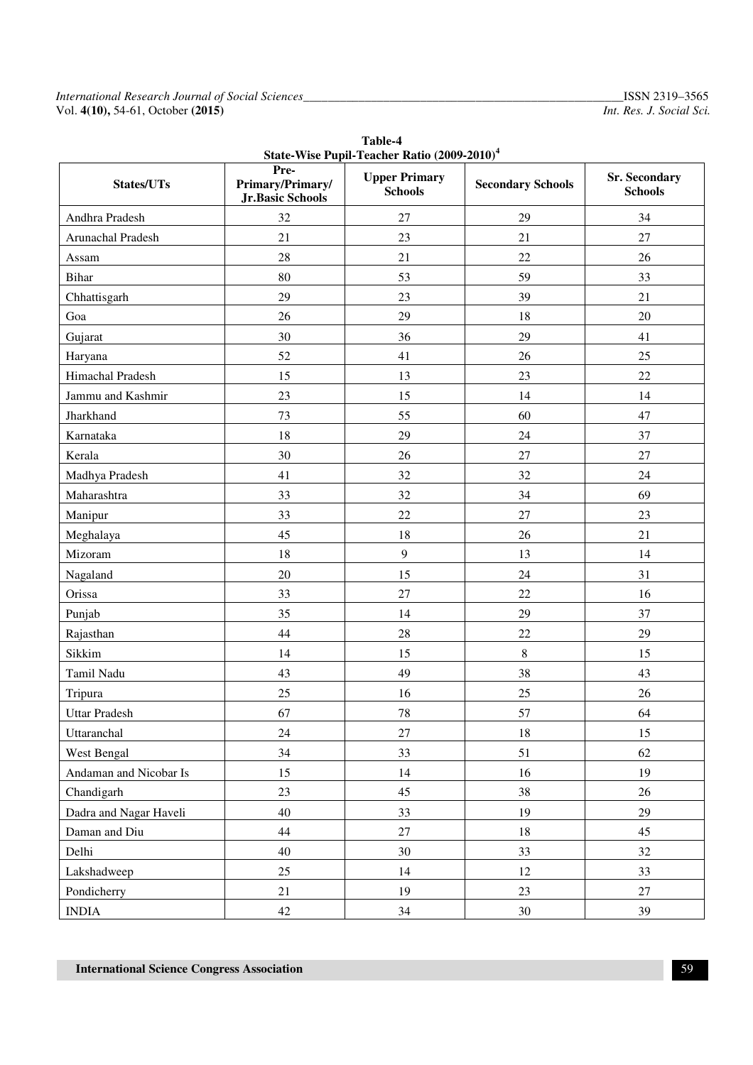**Table-4**
**State-Wise Pupil-Teacher Ratio (2009-2010)[4]**

| States/UTs | Pre-Primary/Primary/ Jr.Basic Schools | Upper Primary Schools | Secondary Schools | Sr. Secondary Schools |
|---|---|---|---|---|
| Andhra Pradesh | 32 | 27 | 29 | 34 |
| Arunachal Pradesh | 21 | 23 | 21 | 27 |
| Assam | 28 | 21 | 22 | 26 |
| Bihar | 80 | 53 | 59 | 33 |
| Chhattisgarh | 29 | 23 | 39 | 21 |
| Goa | 26 | 29 | 18 | 20 |
| Gujarat | 30 | 36 | 29 | 41 |
| Haryana | 52 | 41 | 26 | 25 |
| Himachal Pradesh | 15 | 13 | 23 | 22 |
| Jammu and Kashmir | 23 | 15 | 14 | 14 |
| Jharkhand | 73 | 55 | 60 | 47 |
| Karnataka | 18 | 29 | 24 | 37 |
| Kerala | 30 | 26 | 27 | 27 |
| Madhya Pradesh | 41 | 32 | 32 | 24 |
| Maharashtra | 33 | 32 | 34 | 69 |
| Manipur | 33 | 22 | 27 | 23 |
| Meghalaya | 45 | 18 | 26 | 21 |
| Mizoram | 18 | 9 | 13 | 14 |
| Nagaland | 20 | 15 | 24 | 31 |
| Orissa | 33 | 27 | 22 | 16 |
| Punjab | 35 | 14 | 29 | 37 |
| Rajasthan | 44 | 28 | 22 | 29 |
| Sikkim | 14 | 15 | 8 | 15 |
| Tamil Nadu | 43 | 49 | 38 | 43 |
| Tripura | 25 | 16 | 25 | 26 |
| Uttar Pradesh | 67 | 78 | 57 | 64 |
| Uttaranchal | 24 | 27 | 18 | 15 |
| West Bengal | 34 | 33 | 51 | 62 |
| Andaman and Nicobar Is | 15 | 14 | 16 | 19 |
| Chandigarh | 23 | 45 | 38 | 26 |
| Dadra and Nagar Haveli | 40 | 33 | 19 | 29 |
| Daman and Diu | 44 | 27 | 18 | 45 |
| Delhi | 40 | 30 | 33 | 32 |
| Lakshadweep | 25 | 14 | 12 | 33 |
| Pondicherry | 21 | 19 | 23 | 27 |
| INDIA | 42 | 34 | 30 | 39 |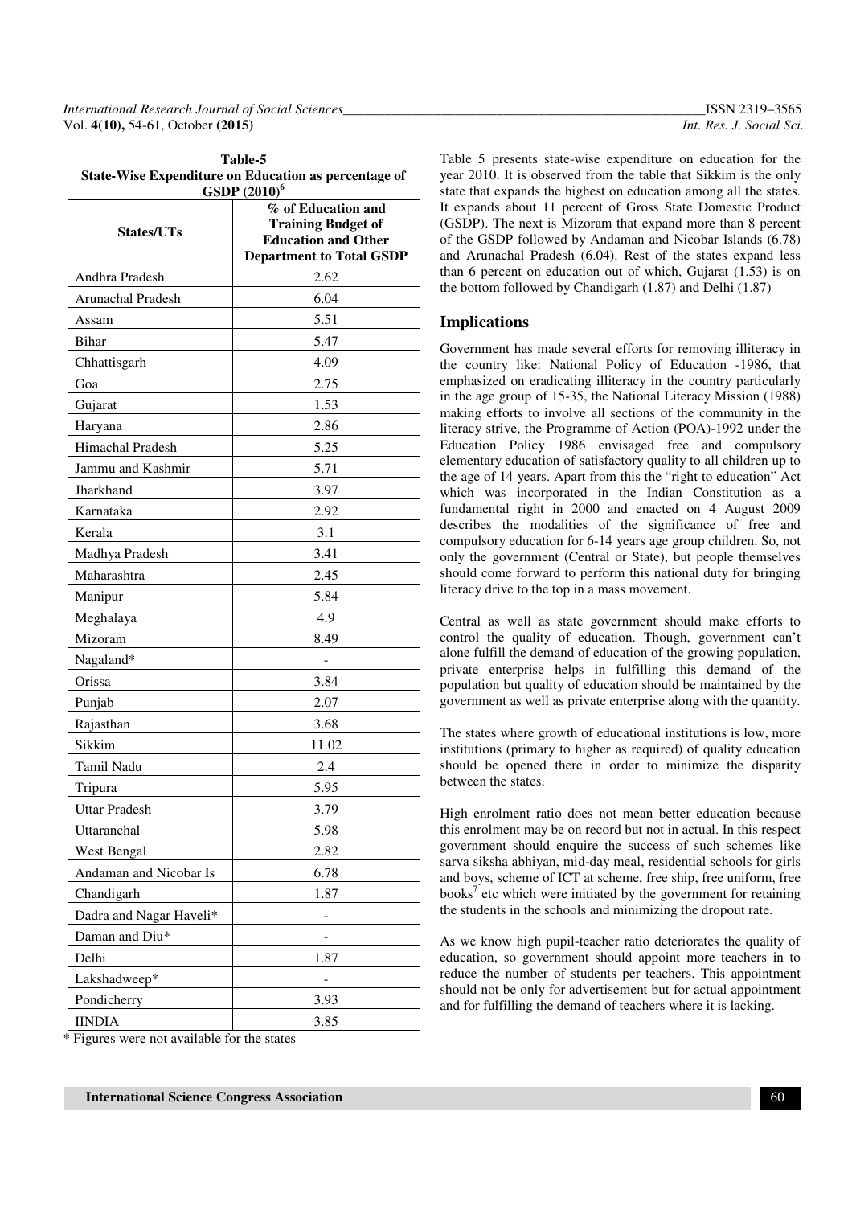**Table-5**
**State-Wise Expenditure on Education as percentage of GSDP (2010)[6]**

| States/UTs | % of Education and Training Budget of Education and Other Department to Total GSDP |
|---|---|
| Andhra Pradesh | 2.62 |
| Arunachal Pradesh | 6.04 |
| Assam | 5.51 |
| Bihar | 5.47 |
| Chhattisgarh | 4.09 |
| Goa | 2.75 |
| Gujarat | 1.53 |
| Haryana | 2.86 |
| Himachal Pradesh | 5.25 |
| Jammu and Kashmir | 5.71 |
| Jharkhand | 3.97 |
| Karnataka | 2.92 |
| Kerala | 3.1 |
| Madhya Pradesh | 3.41 |
| Maharashtra | 2.45 |
| Manipur | 5.84 |
| Meghalaya | 4.9 |
| Mizoram | 8.49 |
| Nagaland* | - |
| Orissa | 3.84 |
| Punjab | 2.07 |
| Rajasthan | 3.68 |
| Sikkim | 11.02 |
| Tamil Nadu | 2.4 |
| Tripura | 5.95 |
| Uttar Pradesh | 3.79 |
| Uttaranchal | 5.98 |
| West Bengal | 2.82 |
| Andaman and Nicobar Is | 6.78 |
| Chandigarh | 1.87 |
| Dadra and Nagar Haveli* | - |
| Daman and Diu* | - |
| Delhi | 1.87 |
| Lakshadweep* | - |
| Pondicherry | 3.93 |
| IINDIA | 3.85 |

\* Figures were not available for the states

Table 5 presents state-wise expenditure on education for the year 2010. It is observed from the table that Sikkim is the only state that expands the highest on education among all the states. It expands about 11 percent of Gross State Domestic Product (GSDP). The next is Mizoram that expand more than 8 percent of the GSDP followed by Andaman and Nicobar Islands (6.78) and Arunachal Pradesh (6.04). Rest of the states expand less than 6 percent on education out of which, Gujarat (1.53) is on the bottom followed by Chandigarh (1.87) and Delhi (1.87)

## Implications

Government has made several efforts for removing illiteracy in the country like: National Policy of Education -1986, that emphasized on eradicating illiteracy in the country particularly in the age group of 15-35, the National Literacy Mission (1988) making efforts to involve all sections of the community in the literacy strive, the Programme of Action (POA)-1992 under the Education Policy 1986 envisaged free and compulsory elementary education of satisfactory quality to all children up to the age of 14 years. Apart from this the "right to education" Act which was incorporated in the Indian Constitution as a fundamental right in 2000 and enacted on 4 August 2009 describes the modalities of the significance of free and compulsory education for 6-14 years age group children. So, not only the government (Central or State), but people themselves should come forward to perform this national duty for bringing literacy drive to the top in a mass movement.

Central as well as state government should make efforts to control the quality of education. Though, government can't alone fulfill the demand of education of the growing population, private enterprise helps in fulfilling this demand of the population but quality of education should be maintained by the government as well as private enterprise along with the quantity.

The states where growth of educational institutions is low, more institutions (primary to higher as required) of quality education should be opened there in order to minimize the disparity between the states.

High enrolment ratio does not mean better education because this enrolment may be on record but not in actual. In this respect government should enquire the success of such schemes like sarva siksha abhiyan, mid-day meal, residential schools for girls and boys, scheme of ICT at scheme, free ship, free uniform, free books[7] etc which were initiated by the government for retaining the students in the schools and minimizing the dropout rate.

As we know high pupil-teacher ratio deteriorates the quality of education, so government should appoint more teachers in to reduce the number of students per teachers. This appointment should not be only for advertisement but for actual appointment and for fulfilling the demand of teachers where it is lacking.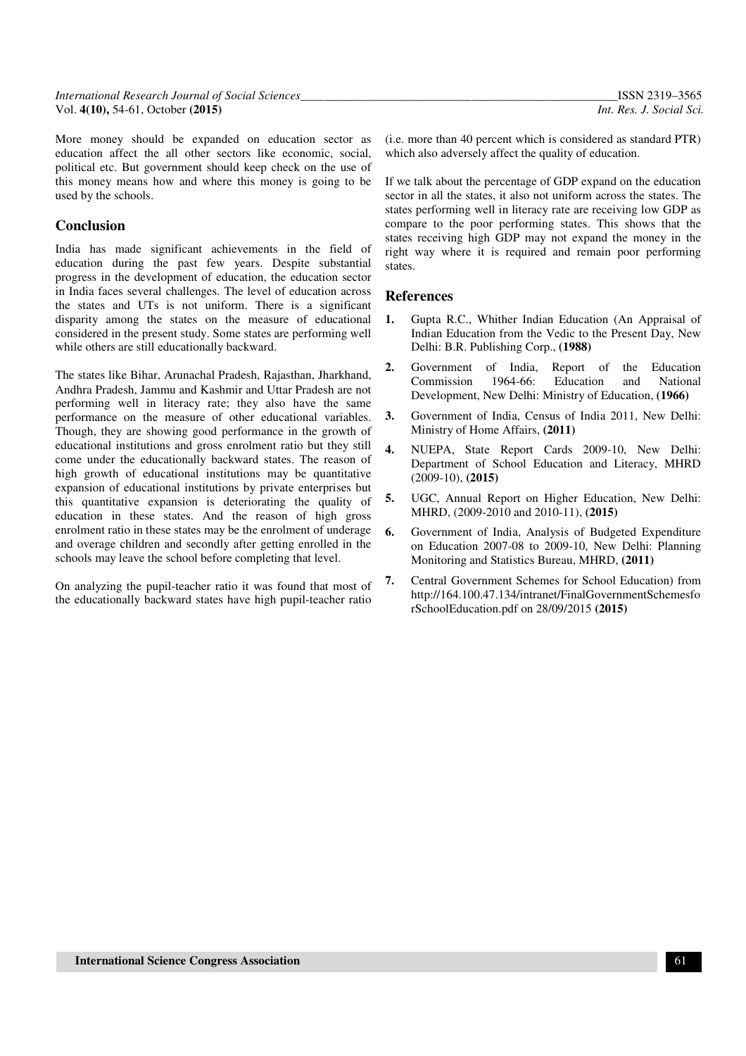More money should be expanded on education sector as education affect the all other sectors like economic, social, political etc. But government should keep check on the use of this money means how and where this money is going to be used by the schools.

## Conclusion

India has made significant achievements in the field of education during the past few years. Despite substantial progress in the development of education, the education sector in India faces several challenges. The level of education across the states and UTs is not uniform. There is a significant disparity among the states on the measure of educational considered in the present study. Some states are performing well while others are still educationally backward.

The states like Bihar, Arunachal Pradesh, Rajasthan, Jharkhand, Andhra Pradesh, Jammu and Kashmir and Uttar Pradesh are not performing well in literacy rate; they also have the same performance on the measure of other educational variables. Though, they are showing good performance in the growth of educational institutions and gross enrolment ratio but they still come under the educationally backward states. The reason of high growth of educational institutions may be quantitative expansion of educational institutions by private enterprises but this quantitative expansion is deteriorating the quality of education in these states. And the reason of high gross enrolment ratio in these states may be the enrolment of underage and overage children and secondly after getting enrolled in the schools may leave the school before completing that level.

On analyzing the pupil-teacher ratio it was found that most of the educationally backward states have high pupil-teacher ratio (i.e. more than 40 percent which is considered as standard PTR) which also adversely affect the quality of education.

If we talk about the percentage of GDP expand on the education sector in all the states, it also not uniform across the states. The states performing well in literacy rate are receiving low GDP as compare to the poor performing states. This shows that the states receiving high GDP may not expand the money in the right way where it is required and remain poor performing states.

## References

1. Gupta R.C., Whither Indian Education (An Appraisal of Indian Education from the Vedic to the Present Day, New Delhi: B.R. Publishing Corp., **(1988)**
2. Government of India, Report of the Education Commission 1964-66: Education and National Development, New Delhi: Ministry of Education, **(1966)**
3. Government of India, Census of India 2011, New Delhi: Ministry of Home Affairs, **(2011)**
4. NUEPA, State Report Cards 2009-10, New Delhi: Department of School Education and Literacy, MHRD (2009-10), **(2015)**
5. UGC, Annual Report on Higher Education, New Delhi: MHRD, (2009-2010 and 2010-11), **(2015)**
6. Government of India, Analysis of Budgeted Expenditure on Education 2007-08 to 2009-10, New Delhi: Planning Monitoring and Statistics Bureau, MHRD, **(2011)**
7. Central Government Schemes for School Education) from http://164.100.47.134/intranet/FinalGovernmentSchemesforSchoolEducation.pdf on 28/09/2015 **(2015)**